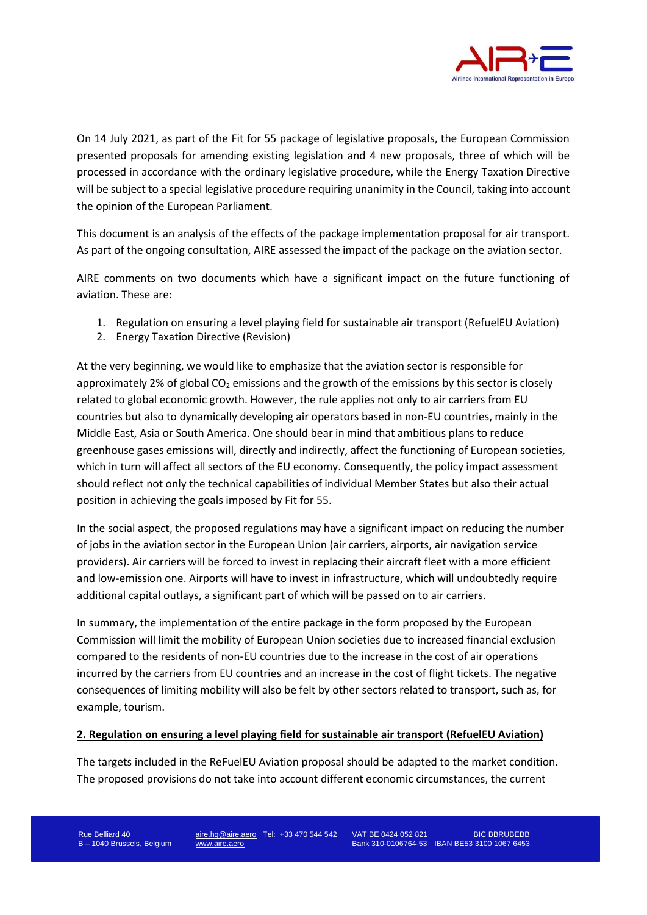On 14 July 2021, as part of the Fit for 55 package of legislative proposals, the European Commission presented proposals for amending existing legislation and 4 new proposals, three of which will be processed in accordance with the ordinary legislative procedure, while the Energy Taxation Directive will be subject to a special legislative procedure requiring unanimity in the Council, taking into account the opinion of the European Parliament.

This document is an analysis of the effects of the package implementation proposal for air transport. As part of the ongoing consultation, AIRE assessed the impact of the package on the aviation sector.

AIRE comments on two documents which have a significant impact on the future functioning of aviation. These are:

1. Regulation on ensuring a level playing field for sustainable air transport (RefuelEU Aviation)
2. Energy Taxation Directive (Revision)

At the very beginning, we would like to emphasize that the aviation sector is responsible for approximately 2% of global $CO_2$ emissions and the growth of the emissions by this sector is closely related to global economic growth. However, the rule applies not only to air carriers from EU countries but also to dynamically developing air operators based in non-EU countries, mainly in the Middle East, Asia or South America. One should bear in mind that ambitious plans to reduce greenhouse gases emissions will, directly and indirectly, affect the functioning of European societies, which in turn will affect all sectors of the EU economy. Consequently, the policy impact assessment should reflect not only the technical capabilities of individual Member States but also their actual position in achieving the goals imposed by Fit for 55.

In the social aspect, the proposed regulations may have a significant impact on reducing the number of jobs in the aviation sector in the European Union (air carriers, airports, air navigation service providers). Air carriers will be forced to invest in replacing their aircraft fleet with a more efficient and low-emission one. Airports will have to invest in infrastructure, which will undoubtedly require additional capital outlays, a significant part of which will be passed on to air carriers.

In summary, the implementation of the entire package in the form proposed by the European Commission will limit the mobility of European Union societies due to increased financial exclusion compared to the residents of non-EU countries due to the increase in the cost of air operations incurred by the carriers from EU countries and an increase in the cost of flight tickets. The negative consequences of limiting mobility will also be felt by other sectors related to transport, such as, for example, tourism.

## 2. Regulation on ensuring a level playing field for sustainable air transport (RefuelEU Aviation)

The targets included in the ReFuelEU Aviation proposal should be adapted to the market condition. The proposed provisions do not take into account different economic circumstances, the current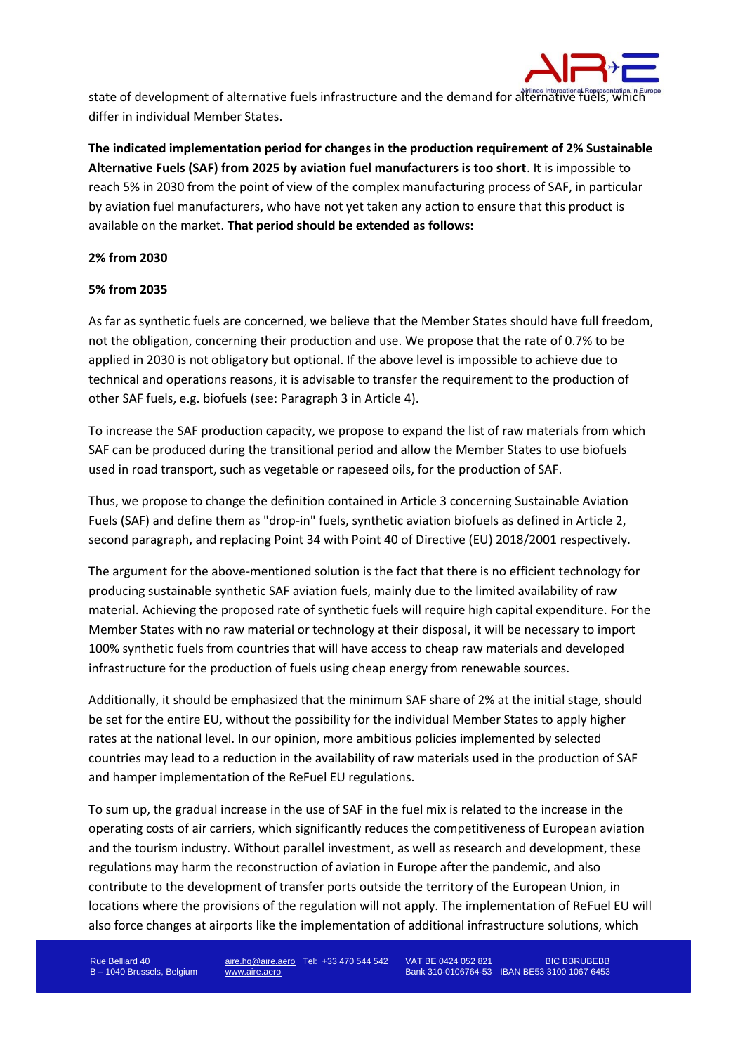state of development of alternative fuels infrastructure and the demand for alternative fuels, which differ in individual Member States.

**The indicated implementation period for changes in the production requirement of 2% Sustainable Alternative Fuels (SAF) from 2025 by aviation fuel manufacturers is too short**. It is impossible to reach 5% in 2030 from the point of view of the complex manufacturing process of SAF, in particular by aviation fuel manufacturers, who have not yet taken any action to ensure that this product is available on the market. **That period should be extended as follows:**

**2% from 2030**

**5% from 2035**

As far as synthetic fuels are concerned, we believe that the Member States should have full freedom, not the obligation, concerning their production and use. We propose that the rate of 0.7% to be applied in 2030 is not obligatory but optional. If the above level is impossible to achieve due to technical and operations reasons, it is advisable to transfer the requirement to the production of other SAF fuels, e.g. biofuels (see: Paragraph 3 in Article 4).

To increase the SAF production capacity, we propose to expand the list of raw materials from which SAF can be produced during the transitional period and allow the Member States to use biofuels used in road transport, such as vegetable or rapeseed oils, for the production of SAF.

Thus, we propose to change the definition contained in Article 3 concerning Sustainable Aviation Fuels (SAF) and define them as "drop-in" fuels, synthetic aviation biofuels as defined in Article 2, second paragraph, and replacing Point 34 with Point 40 of Directive (EU) 2018/2001 respectively.

The argument for the above-mentioned solution is the fact that there is no efficient technology for producing sustainable synthetic SAF aviation fuels, mainly due to the limited availability of raw material. Achieving the proposed rate of synthetic fuels will require high capital expenditure. For the Member States with no raw material or technology at their disposal, it will be necessary to import 100% synthetic fuels from countries that will have access to cheap raw materials and developed infrastructure for the production of fuels using cheap energy from renewable sources.

Additionally, it should be emphasized that the minimum SAF share of 2% at the initial stage, should be set for the entire EU, without the possibility for the individual Member States to apply higher rates at the national level. In our opinion, more ambitious policies implemented by selected countries may lead to a reduction in the availability of raw materials used in the production of SAF and hamper implementation of the ReFuel EU regulations.

To sum up, the gradual increase in the use of SAF in the fuel mix is related to the increase in the operating costs of air carriers, which significantly reduces the competitiveness of European aviation and the tourism industry. Without parallel investment, as well as research and development, these regulations may harm the reconstruction of aviation in Europe after the pandemic, and also contribute to the development of transfer ports outside the territory of the European Union, in locations where the provisions of the regulation will not apply. The implementation of ReFuel EU will also force changes at airports like the implementation of additional infrastructure solutions, which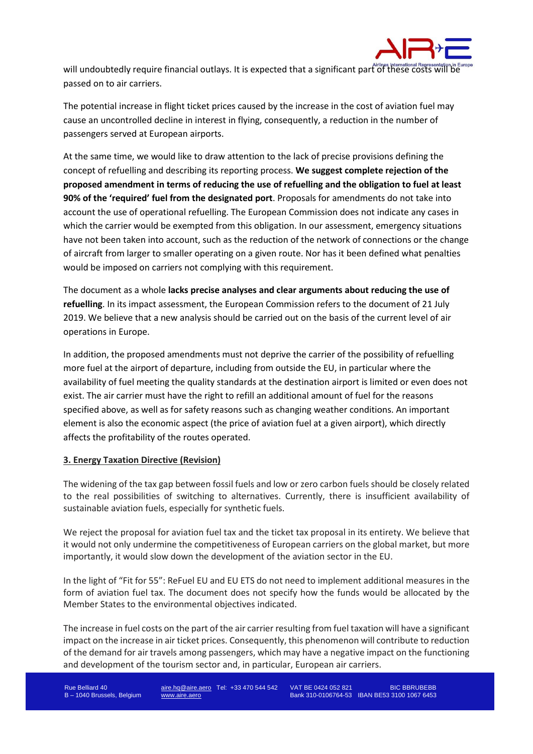will undoubtedly require financial outlays. It is expected that a significant part of these costs will be passed on to air carriers.

The potential increase in flight ticket prices caused by the increase in the cost of aviation fuel may cause an uncontrolled decline in interest in flying, consequently, a reduction in the number of passengers served at European airports.

At the same time, we would like to draw attention to the lack of precise provisions defining the concept of refuelling and describing its reporting process. **We suggest complete rejection of the proposed amendment in terms of reducing the use of refuelling and the obligation to fuel at least 90% of the 'required' fuel from the designated port**. Proposals for amendments do not take into account the use of operational refuelling. The European Commission does not indicate any cases in which the carrier would be exempted from this obligation. In our assessment, emergency situations have not been taken into account, such as the reduction of the network of connections or the change of aircraft from larger to smaller operating on a given route. Nor has it been defined what penalties would be imposed on carriers not complying with this requirement.

The document as a whole **lacks precise analyses and clear arguments about reducing the use of refuelling**. In its impact assessment, the European Commission refers to the document of 21 July 2019. We believe that a new analysis should be carried out on the basis of the current level of air operations in Europe.

In addition, the proposed amendments must not deprive the carrier of the possibility of refuelling more fuel at the airport of departure, including from outside the EU, in particular where the availability of fuel meeting the quality standards at the destination airport is limited or even does not exist. The air carrier must have the right to refill an additional amount of fuel for the reasons specified above, as well as for safety reasons such as changing weather conditions. An important element is also the economic aspect (the price of aviation fuel at a given airport), which directly affects the profitability of the routes operated.

## 3. Energy Taxation Directive (Revision)

The widening of the tax gap between fossil fuels and low or zero carbon fuels should be closely related to the real possibilities of switching to alternatives. Currently, there is insufficient availability of sustainable aviation fuels, especially for synthetic fuels.

We reject the proposal for aviation fuel tax and the ticket tax proposal in its entirety. We believe that it would not only undermine the competitiveness of European carriers on the global market, but more importantly, it would slow down the development of the aviation sector in the EU.

In the light of "Fit for 55": ReFuel EU and EU ETS do not need to implement additional measures in the form of aviation fuel tax. The document does not specify how the funds would be allocated by the Member States to the environmental objectives indicated.

The increase in fuel costs on the part of the air carrier resulting from fuel taxation will have a significant impact on the increase in air ticket prices. Consequently, this phenomenon will contribute to reduction of the demand for air travels among passengers, which may have a negative impact on the functioning and development of the tourism sector and, in particular, European air carriers.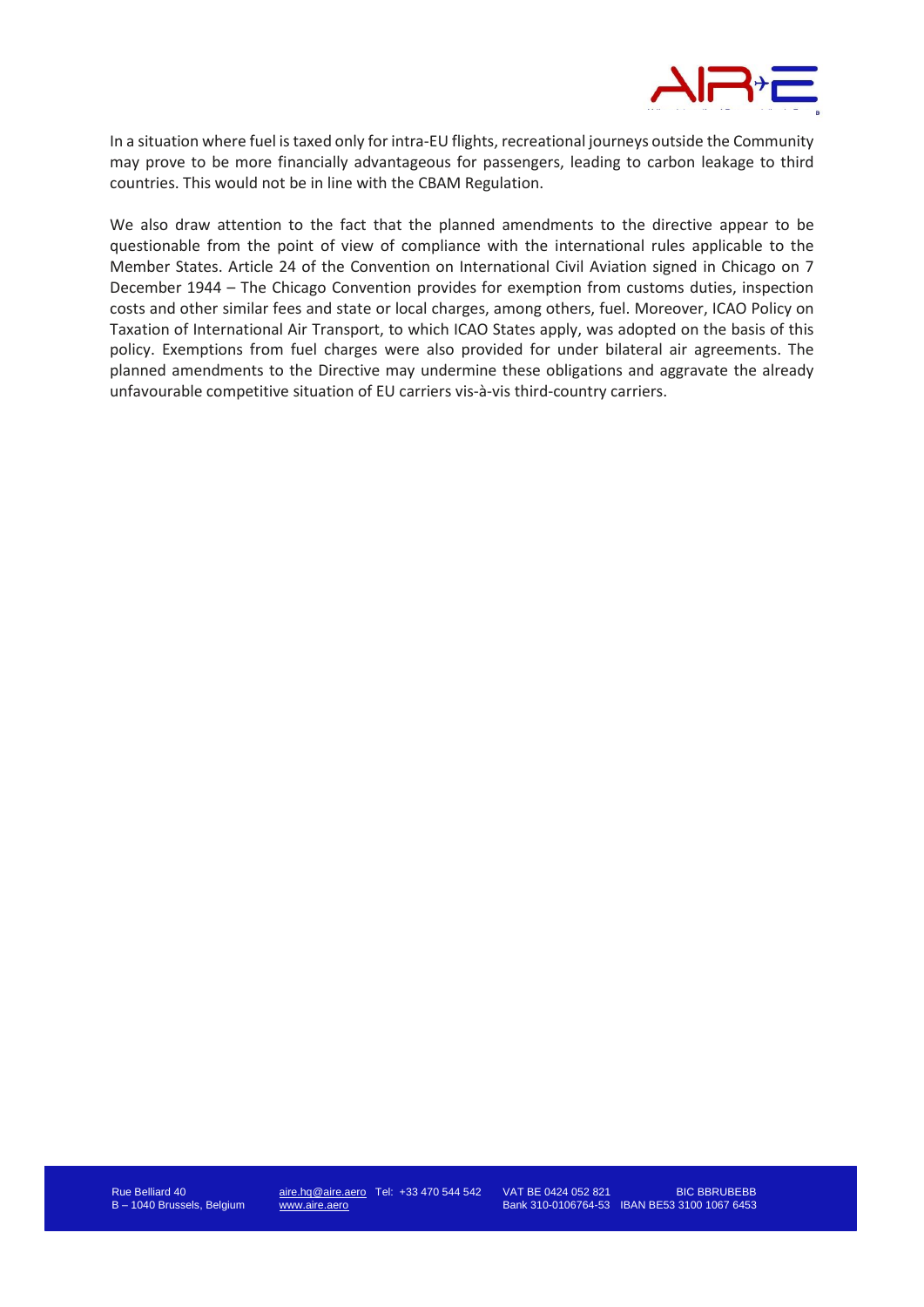In a situation where fuel is taxed only for intra-EU flights, recreational journeys outside the Community may prove to be more financially advantageous for passengers, leading to carbon leakage to third countries. This would not be in line with the CBAM Regulation.

We also draw attention to the fact that the planned amendments to the directive appear to be questionable from the point of view of compliance with the international rules applicable to the Member States. Article 24 of the Convention on International Civil Aviation signed in Chicago on 7 December 1944 – The Chicago Convention provides for exemption from customs duties, inspection costs and other similar fees and state or local charges, among others, fuel. Moreover, ICAO Policy on Taxation of International Air Transport, to which ICAO States apply, was adopted on the basis of this policy. Exemptions from fuel charges were also provided for under bilateral air agreements. The planned amendments to the Directive may undermine these obligations and aggravate the already unfavourable competitive situation of EU carriers vis-à-vis third-country carriers.